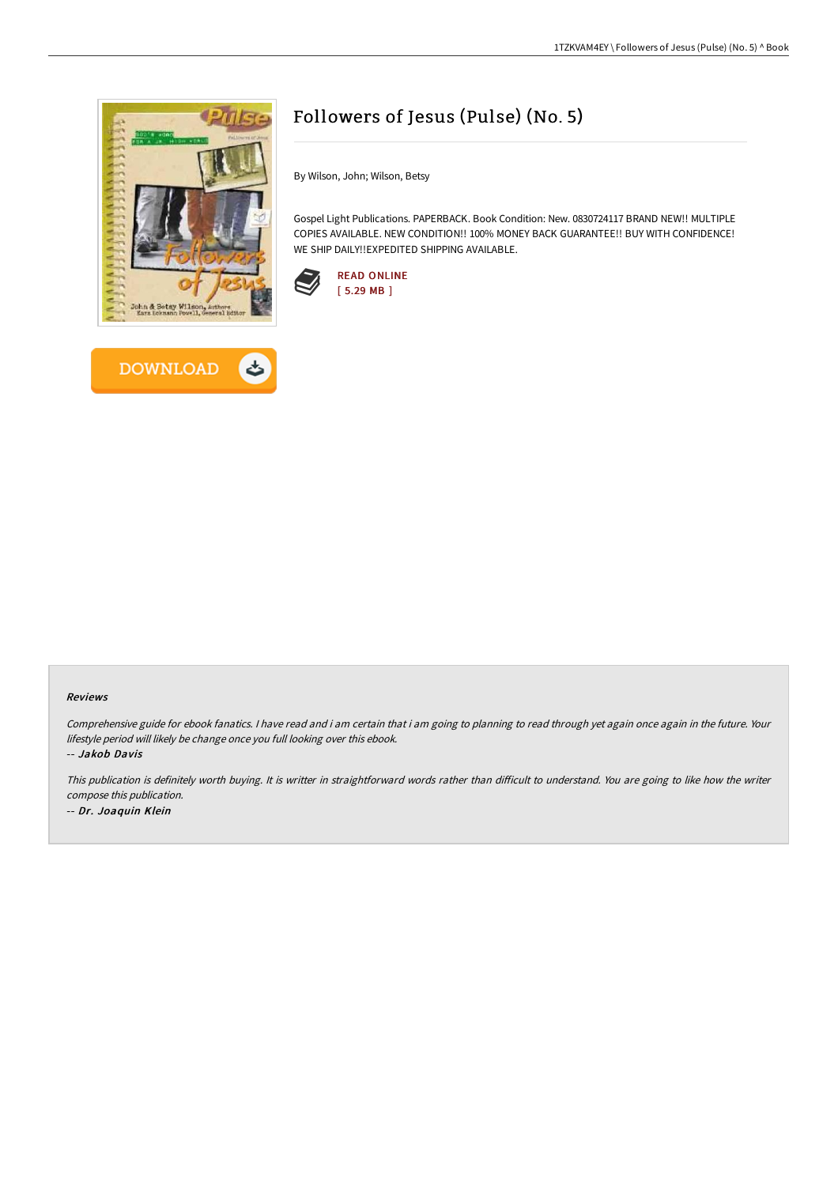# Followers of Jesus (Pulse) (No. 5)

By Wilson, John; Wilson, Betsy

Gospel Light Publications. PAPERBACK. Book Condition: New. 0830724117 BRAND NEW!! MULTIPLE COPIES AVAILABLE. NEW CONDITION!! 100% MONEY BACK GUARANTEE!! BUY WITH CONFIDENCE! WE SHIP DAILY!!EXPEDITED SHIPPING AVAILABLE.

READ ONLINE
[ 5.29 MB ]

DOWNLOAD

### Reviews

*Comprehensive guide for ebook fanatics. I have read and i am certain that i am going to planning to read through yet again once again in the future. Your lifestyle period will likely be change once you full looking over this ebook.*

-- ***Jakob Davis***

*This publication is definitely worth buying. It is writter in straightforward words rather than difficult to understand. You are going to like how the writer compose this publication.*

-- ***Dr. Joaquin Klein***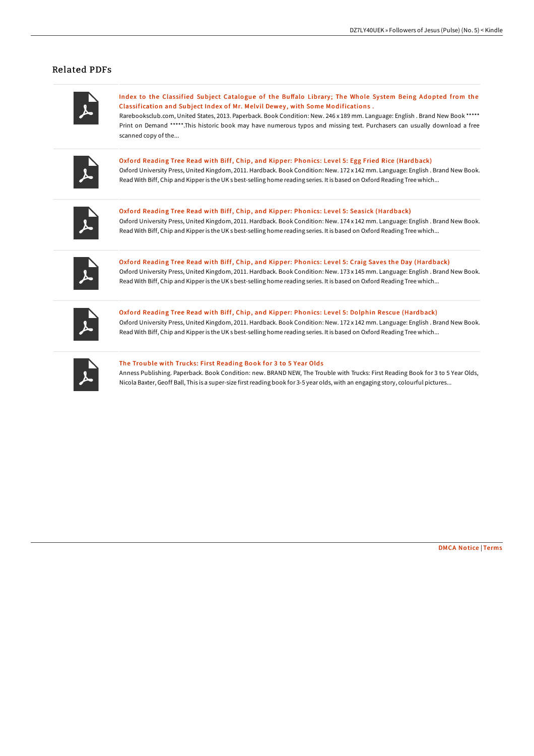## Related PDFs

**Index to the Classified Subject Catalogue of the Buffalo Library; The Whole System Being Adopted from the Classification and Subject Index of Mr. Melvil Dewey, with Some Modifications .**

Rarebooksclub.com, United States, 2013. Paperback. Book Condition: New. 246 x 189 mm. Language: English . Brand New Book ***** Print on Demand *****.This historic book may have numerous typos and missing text. Purchasers can usually download a free scanned copy of the...

**Oxford Reading Tree Read with Biff, Chip, and Kipper: Phonics: Level 5: Egg Fried Rice (Hardback)**

Oxford University Press, United Kingdom, 2011. Hardback. Book Condition: New. 172 x 142 mm. Language: English . Brand New Book. Read With Biff, Chip and Kipper is the UK s best-selling home reading series. It is based on Oxford Reading Tree which...

**Oxford Reading Tree Read with Biff, Chip, and Kipper: Phonics: Level 5: Seasick (Hardback)**

Oxford University Press, United Kingdom, 2011. Hardback. Book Condition: New. 174 x 142 mm. Language: English . Brand New Book. Read With Biff, Chip and Kipper is the UK s best-selling home reading series. It is based on Oxford Reading Tree which...

**Oxford Reading Tree Read with Biff, Chip, and Kipper: Phonics: Level 5: Craig Saves the Day (Hardback)**

Oxford University Press, United Kingdom, 2011. Hardback. Book Condition: New. 173 x 145 mm. Language: English . Brand New Book. Read With Biff, Chip and Kipper is the UK s best-selling home reading series. It is based on Oxford Reading Tree which...

**Oxford Reading Tree Read with Biff, Chip, and Kipper: Phonics: Level 5: Dolphin Rescue (Hardback)**

Oxford University Press, United Kingdom, 2011. Hardback. Book Condition: New. 172 x 142 mm. Language: English . Brand New Book. Read With Biff, Chip and Kipper is the UK s best-selling home reading series. It is based on Oxford Reading Tree which...

**The Trouble with Trucks: First Reading Book for 3 to 5 Year Olds**

Anness Publishing. Paperback. Book Condition: new. BRAND NEW, The Trouble with Trucks: First Reading Book for 3 to 5 Year Olds, Nicola Baxter, Geoff Ball, This is a super-size first reading book for 3-5 year olds, with an engaging story, colourful pictures...

DMCA Notice | Terms